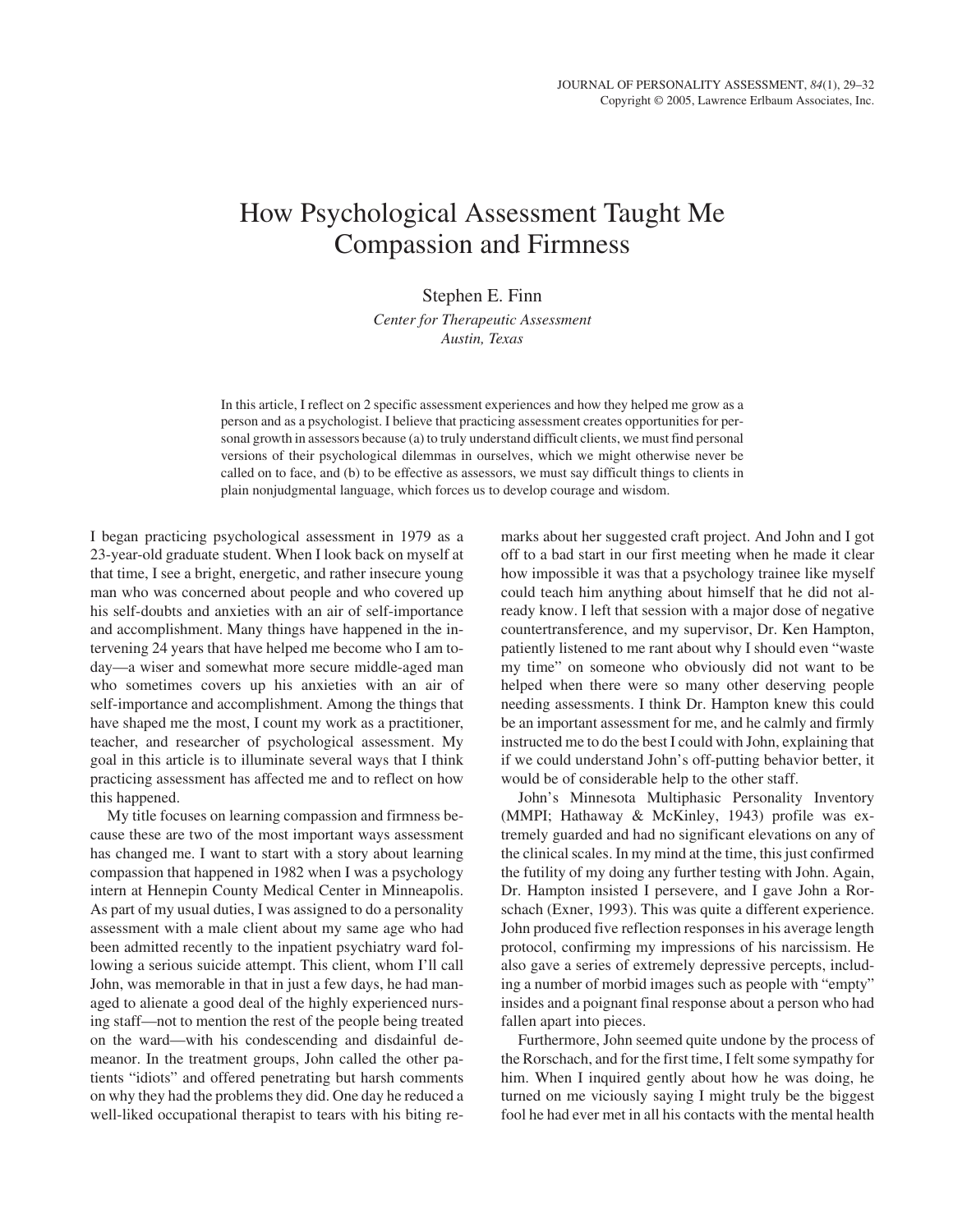# How Psychological Assessment Taught Me Compassion and Firmness

Stephen E. Finn

*Center for Therapeutic Assessment*
*Austin, Texas*

In this article, I reflect on 2 specific assessment experiences and how they helped me grow as a person and as a psychologist. I believe that practicing assessment creates opportunities for personal growth in assessors because (a) to truly understand difficult clients, we must find personal versions of their psychological dilemmas in ourselves, which we might otherwise never be called on to face, and (b) to be effective as assessors, we must say difficult things to clients in plain nonjudgmental language, which forces us to develop courage and wisdom.

I began practicing psychological assessment in 1979 as a 23-year-old graduate student. When I look back on myself at that time, I see a bright, energetic, and rather insecure young man who was concerned about people and who covered up his self-doubts and anxieties with an air of self-importance and accomplishment. Many things have happened in the intervening 24 years that have helped me become who I am today—a wiser and somewhat more secure middle-aged man who sometimes covers up his anxieties with an air of self-importance and accomplishment. Among the things that have shaped me the most, I count my work as a practitioner, teacher, and researcher of psychological assessment. My goal in this article is to illuminate several ways that I think practicing assessment has affected me and to reflect on how this happened.

My title focuses on learning compassion and firmness because these are two of the most important ways assessment has changed me. I want to start with a story about learning compassion that happened in 1982 when I was a psychology intern at Hennepin County Medical Center in Minneapolis. As part of my usual duties, I was assigned to do a personality assessment with a male client about my same age who had been admitted recently to the inpatient psychiatry ward following a serious suicide attempt. This client, whom I'll call John, was memorable in that in just a few days, he had managed to alienate a good deal of the highly experienced nursing staff—not to mention the rest of the people being treated on the ward—with his condescending and disdainful demeanor. In the treatment groups, John called the other patients "idiots" and offered penetrating but harsh comments on why they had the problems they did. One day he reduced a well-liked occupational therapist to tears with his biting remarks about her suggested craft project. And John and I got off to a bad start in our first meeting when he made it clear how impossible it was that a psychology trainee like myself could teach him anything about himself that he did not already know. I left that session with a major dose of negative countertransference, and my supervisor, Dr. Ken Hampton, patiently listened to me rant about why I should even "waste my time" on someone who obviously did not want to be helped when there were so many other deserving people needing assessments. I think Dr. Hampton knew this could be an important assessment for me, and he calmly and firmly instructed me to do the best I could with John, explaining that if we could understand John's off-putting behavior better, it would be of considerable help to the other staff.

John's Minnesota Multiphasic Personality Inventory (MMPI; Hathaway & McKinley, 1943) profile was extremely guarded and had no significant elevations on any of the clinical scales. In my mind at the time, this just confirmed the futility of my doing any further testing with John. Again, Dr. Hampton insisted I persevere, and I gave John a Rorschach (Exner, 1993). This was quite a different experience. John produced five reflection responses in his average length protocol, confirming my impressions of his narcissism. He also gave a series of extremely depressive percepts, including a number of morbid images such as people with "empty" insides and a poignant final response about a person who had fallen apart into pieces.

Furthermore, John seemed quite undone by the process of the Rorschach, and for the first time, I felt some sympathy for him. When I inquired gently about how he was doing, he turned on me viciously saying I might truly be the biggest fool he had ever met in all his contacts with the mental health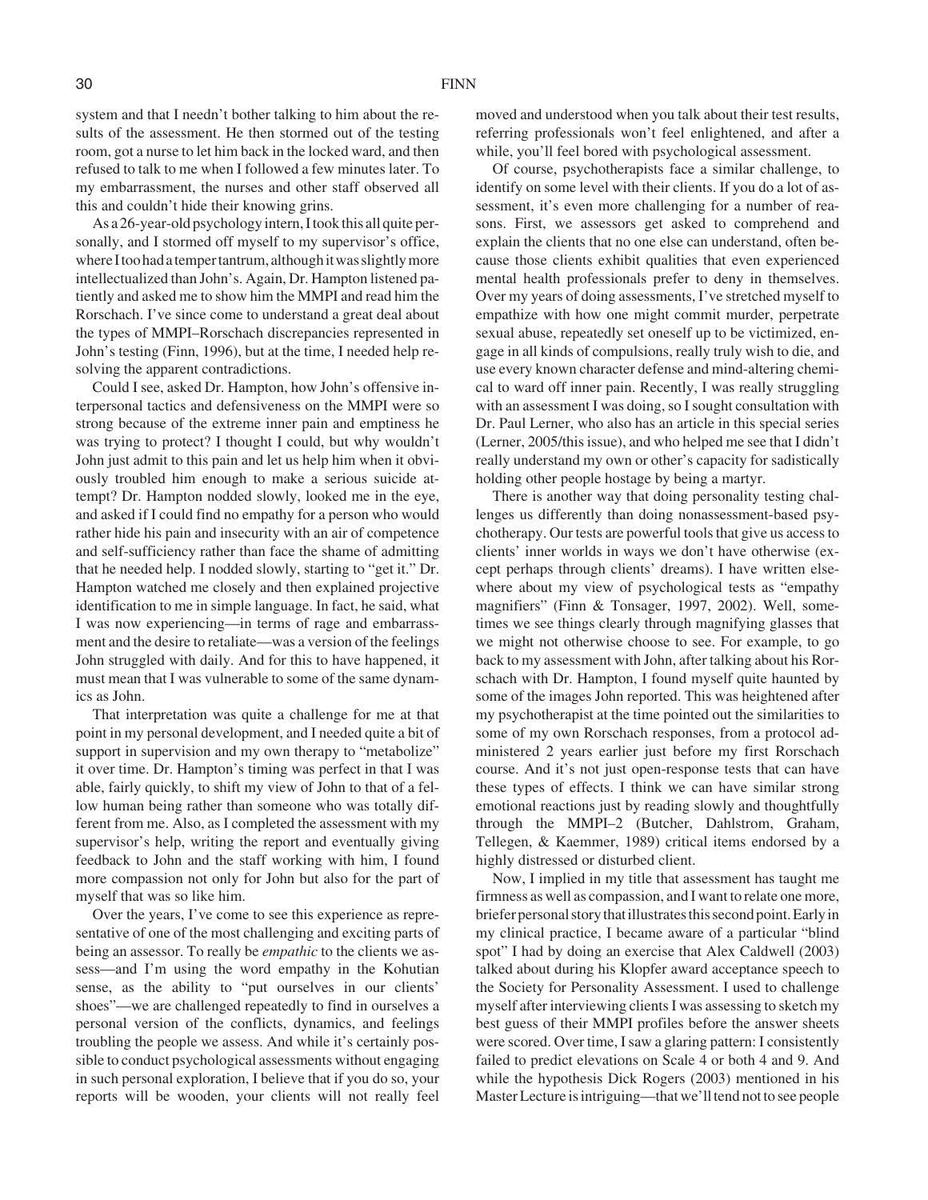system and that I needn't bother talking to him about the results of the assessment. He then stormed out of the testing room, got a nurse to let him back in the locked ward, and then refused to talk to me when I followed a few minutes later. To my embarrassment, the nurses and other staff observed all this and couldn't hide their knowing grins.

As a 26-year-old psychology intern, I took this all quite personally, and I stormed off myself to my supervisor's office, where I too had a temper tantrum, although it was slightly more intellectualized than John's. Again, Dr. Hampton listened patiently and asked me to show him the MMPI and read him the Rorschach. I've since come to understand a great deal about the types of MMPI–Rorschach discrepancies represented in John's testing (Finn, 1996), but at the time, I needed help resolving the apparent contradictions.

Could I see, asked Dr. Hampton, how John's offensive interpersonal tactics and defensiveness on the MMPI were so strong because of the extreme inner pain and emptiness he was trying to protect? I thought I could, but why wouldn't John just admit to this pain and let us help him when it obviously troubled him enough to make a serious suicide attempt? Dr. Hampton nodded slowly, looked me in the eye, and asked if I could find no empathy for a person who would rather hide his pain and insecurity with an air of competence and self-sufficiency rather than face the shame of admitting that he needed help. I nodded slowly, starting to "get it." Dr. Hampton watched me closely and then explained projective identification to me in simple language. In fact, he said, what I was now experiencing—in terms of rage and embarrassment and the desire to retaliate—was a version of the feelings John struggled with daily. And for this to have happened, it must mean that I was vulnerable to some of the same dynamics as John.

That interpretation was quite a challenge for me at that point in my personal development, and I needed quite a bit of support in supervision and my own therapy to "metabolize" it over time. Dr. Hampton's timing was perfect in that I was able, fairly quickly, to shift my view of John to that of a fellow human being rather than someone who was totally different from me. Also, as I completed the assessment with my supervisor's help, writing the report and eventually giving feedback to John and the staff working with him, I found more compassion not only for John but also for the part of myself that was so like him.

Over the years, I've come to see this experience as representative of one of the most challenging and exciting parts of being an assessor. To really be *empathic* to the clients we assess—and I'm using the word empathy in the Kohutian sense, as the ability to "put ourselves in our clients' shoes"—we are challenged repeatedly to find in ourselves a personal version of the conflicts, dynamics, and feelings troubling the people we assess. And while it's certainly possible to conduct psychological assessments without engaging in such personal exploration, I believe that if you do so, your reports will be wooden, your clients will not really feel moved and understood when you talk about their test results, referring professionals won't feel enlightened, and after a while, you'll feel bored with psychological assessment.

Of course, psychotherapists face a similar challenge, to identify on some level with their clients. If you do a lot of assessment, it's even more challenging for a number of reasons. First, we assessors get asked to comprehend and explain the clients that no one else can understand, often because those clients exhibit qualities that even experienced mental health professionals prefer to deny in themselves. Over my years of doing assessments, I've stretched myself to empathize with how one might commit murder, perpetrate sexual abuse, repeatedly set oneself up to be victimized, engage in all kinds of compulsions, really truly wish to die, and use every known character defense and mind-altering chemical to ward off inner pain. Recently, I was really struggling with an assessment I was doing, so I sought consultation with Dr. Paul Lerner, who also has an article in this special series (Lerner, 2005/this issue), and who helped me see that I didn't really understand my own or other's capacity for sadistically holding other people hostage by being a martyr.

There is another way that doing personality testing challenges us differently than doing nonassessment-based psychotherapy. Our tests are powerful tools that give us access to clients' inner worlds in ways we don't have otherwise (except perhaps through clients' dreams). I have written elsewhere about my view of psychological tests as "empathy magnifiers" (Finn & Tonsager, 1997, 2002). Well, sometimes we see things clearly through magnifying glasses that we might not otherwise choose to see. For example, to go back to my assessment with John, after talking about his Rorschach with Dr. Hampton, I found myself quite haunted by some of the images John reported. This was heightened after my psychotherapist at the time pointed out the similarities to some of my own Rorschach responses, from a protocol administered 2 years earlier just before my first Rorschach course. And it's not just open-response tests that can have these types of effects. I think we can have similar strong emotional reactions just by reading slowly and thoughtfully through the MMPI–2 (Butcher, Dahlstrom, Graham, Tellegen, & Kaemmer, 1989) critical items endorsed by a highly distressed or disturbed client.

Now, I implied in my title that assessment has taught me firmness as well as compassion, and I want to relate one more, briefer personal story that illustrates this second point. Early in my clinical practice, I became aware of a particular "blind spot" I had by doing an exercise that Alex Caldwell (2003) talked about during his Klopfer award acceptance speech to the Society for Personality Assessment. I used to challenge myself after interviewing clients I was assessing to sketch my best guess of their MMPI profiles before the answer sheets were scored. Over time, I saw a glaring pattern: I consistently failed to predict elevations on Scale 4 or both 4 and 9. And while the hypothesis Dick Rogers (2003) mentioned in his Master Lecture is intriguing—that we'll tend not to see people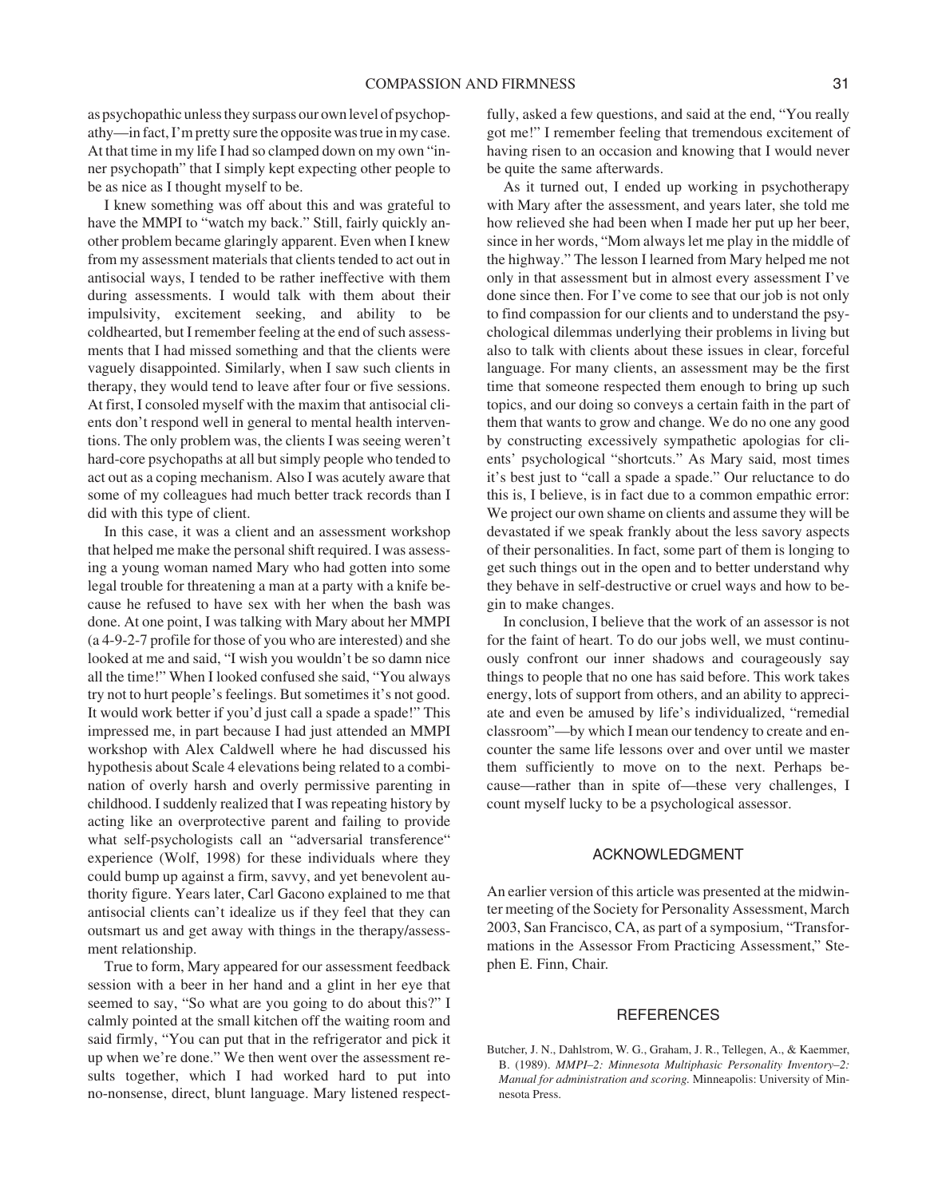as psychopathic unless they surpass our own level of psychopathy—in fact, I'm pretty sure the opposite was true in my case. At that time in my life I had so clamped down on my own "inner psychopath" that I simply kept expecting other people to be as nice as I thought myself to be.

I knew something was off about this and was grateful to have the MMPI to "watch my back." Still, fairly quickly another problem became glaringly apparent. Even when I knew from my assessment materials that clients tended to act out in antisocial ways, I tended to be rather ineffective with them during assessments. I would talk with them about their impulsivity, excitement seeking, and ability to be coldhearted, but I remember feeling at the end of such assessments that I had missed something and that the clients were vaguely disappointed. Similarly, when I saw such clients in therapy, they would tend to leave after four or five sessions. At first, I consoled myself with the maxim that antisocial clients don't respond well in general to mental health interventions. The only problem was, the clients I was seeing weren't hard-core psychopaths at all but simply people who tended to act out as a coping mechanism. Also I was acutely aware that some of my colleagues had much better track records than I did with this type of client.

In this case, it was a client and an assessment workshop that helped me make the personal shift required. I was assessing a young woman named Mary who had gotten into some legal trouble for threatening a man at a party with a knife because he refused to have sex with her when the bash was done. At one point, I was talking with Mary about her MMPI (a 4-9-2-7 profile for those of you who are interested) and she looked at me and said, "I wish you wouldn't be so damn nice all the time!" When I looked confused she said, "You always try not to hurt people's feelings. But sometimes it's not good. It would work better if you'd just call a spade a spade!" This impressed me, in part because I had just attended an MMPI workshop with Alex Caldwell where he had discussed his hypothesis about Scale 4 elevations being related to a combination of overly harsh and overly permissive parenting in childhood. I suddenly realized that I was repeating history by acting like an overprotective parent and failing to provide what self-psychologists call an "adversarial transference" experience (Wolf, 1998) for these individuals where they could bump up against a firm, savvy, and yet benevolent authority figure. Years later, Carl Gacono explained to me that antisocial clients can't idealize us if they feel that they can outsmart us and get away with things in the therapy/assessment relationship.

True to form, Mary appeared for our assessment feedback session with a beer in her hand and a glint in her eye that seemed to say, "So what are you going to do about this?" I calmly pointed at the small kitchen off the waiting room and said firmly, "You can put that in the refrigerator and pick it up when we're done." We then went over the assessment results together, which I had worked hard to put into no-nonsense, direct, blunt language. Mary listened respectfully, asked a few questions, and said at the end, "You really got me!" I remember feeling that tremendous excitement of having risen to an occasion and knowing that I would never be quite the same afterwards.

As it turned out, I ended up working in psychotherapy with Mary after the assessment, and years later, she told me how relieved she had been when I made her put up her beer, since in her words, "Mom always let me play in the middle of the highway." The lesson I learned from Mary helped me not only in that assessment but in almost every assessment I've done since then. For I've come to see that our job is not only to find compassion for our clients and to understand the psychological dilemmas underlying their problems in living but also to talk with clients about these issues in clear, forceful language. For many clients, an assessment may be the first time that someone respected them enough to bring up such topics, and our doing so conveys a certain faith in the part of them that wants to grow and change. We do no one any good by constructing excessively sympathetic apologias for clients' psychological "shortcuts." As Mary said, most times it's best just to "call a spade a spade." Our reluctance to do this is, I believe, is in fact due to a common empathic error: We project our own shame on clients and assume they will be devastated if we speak frankly about the less savory aspects of their personalities. In fact, some part of them is longing to get such things out in the open and to better understand why they behave in self-destructive or cruel ways and how to begin to make changes.

In conclusion, I believe that the work of an assessor is not for the faint of heart. To do our jobs well, we must continuously confront our inner shadows and courageously say things to people that no one has said before. This work takes energy, lots of support from others, and an ability to appreciate and even be amused by life's individualized, "remedial classroom"—by which I mean our tendency to create and encounter the same life lessons over and over until we master them sufficiently to move on to the next. Perhaps because—rather than in spite of—these very challenges, I count myself lucky to be a psychological assessor.

## ACKNOWLEDGMENT

An earlier version of this article was presented at the midwinter meeting of the Society for Personality Assessment, March 2003, San Francisco, CA, as part of a symposium, "Transformations in the Assessor From Practicing Assessment," Stephen E. Finn, Chair.

## REFERENCES

Butcher, J. N., Dahlstrom, W. G., Graham, J. R., Tellegen, A., & Kaemmer, B. (1989). *MMPI–2: Minnesota Multiphasic Personality Inventory–2: Manual for administration and scoring.* Minneapolis: University of Minnesota Press.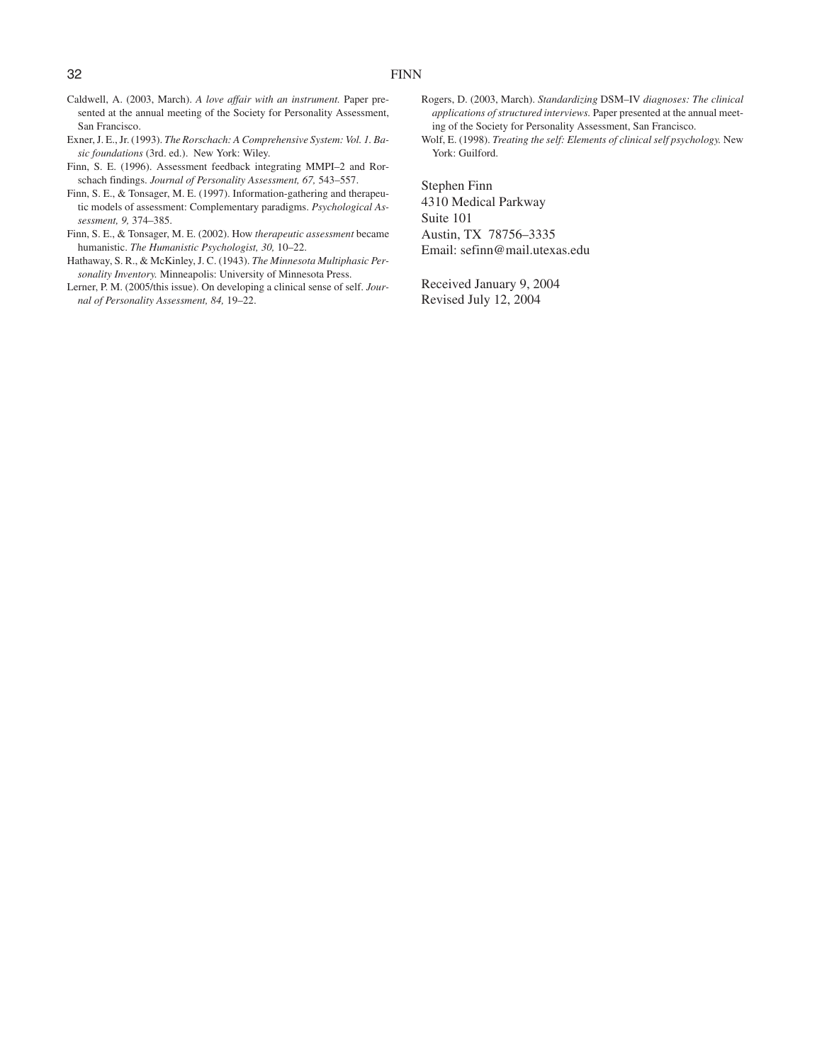Caldwell, A. (2003, March). *A love affair with an instrument.* Paper presented at the annual meeting of the Society for Personality Assessment, San Francisco.

Exner, J. E., Jr. (1993). *The Rorschach: A Comprehensive System: Vol. 1. Basic foundations* (3rd. ed.). New York: Wiley.

Finn, S. E. (1996). Assessment feedback integrating MMPI–2 and Rorschach findings. *Journal of Personality Assessment, 67,* 543–557.

Finn, S. E., & Tonsager, M. E. (1997). Information-gathering and therapeutic models of assessment: Complementary paradigms. *Psychological Assessment, 9,* 374–385.

Finn, S. E., & Tonsager, M. E. (2002). How *therapeutic assessment* became humanistic. *The Humanistic Psychologist, 30,* 10–22.

Hathaway, S. R., & McKinley, J. C. (1943). *The Minnesota Multiphasic Personality Inventory.* Minneapolis: University of Minnesota Press.

Lerner, P. M. (2005/this issue). On developing a clinical sense of self. *Journal of Personality Assessment, 84,* 19–22.

Rogers, D. (2003, March). *Standardizing* DSM–IV *diagnoses: The clinical applications of structured interviews.* Paper presented at the annual meeting of the Society for Personality Assessment, San Francisco.

Wolf, E. (1998). *Treating the self: Elements of clinical self psychology.* New York: Guilford.

Stephen Finn
4310 Medical Parkway
Suite 101
Austin, TX 78756–3335
Email: sefinn@mail.utexas.edu

Received January 9, 2004
Revised July 12, 2004